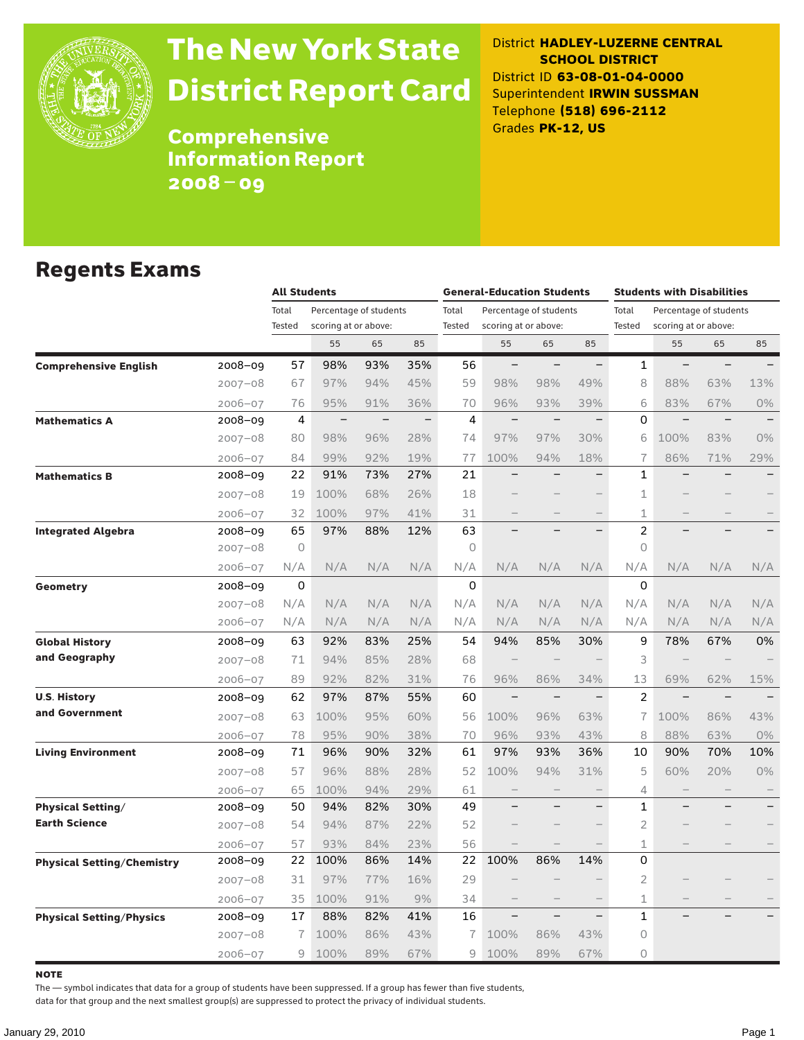# The New York State District Report Card

## Comprehensive Information Report 2008–09

District **HADLEY-LUZERNE CENTRAL SCHOOL DISTRICT**
District ID **63-08-01-04-0000**
Superintendent **IRWIN SUSSMAN**
Telephone **(518) 696-2112**
Grades **PK-12, US**

## Regents Exams

| | | All Students | | | | General-Education Students | | | | Students with Disabilities | | | |
|---|---|---|---|---|---|---|---|---|---|---|---|---|---|
| | | Total Tested | Percentage of students scoring at or above: | | | Total Tested | Percentage of students scoring at or above: | | | Total Tested | Percentage of students scoring at or above: | | |
| | | | 55 | 65 | 85 | | 55 | 65 | 85 | | 55 | 65 | 85 |
| **Comprehensive English** | 2008–09 | 57 | 98% | 93% | 35% | 56 | – | – | – | 1 | – | – | – |
| | 2007–08 | 67 | 97% | 94% | 45% | 59 | 98% | 98% | 49% | 8 | 88% | 63% | 13% |
| | 2006–07 | 76 | 95% | 91% | 36% | 70 | 96% | 93% | 39% | 6 | 83% | 67% | 0% |
| **Mathematics A** | 2008–09 | 4 | – | – | – | 4 | – | – | – | 0 | – | – | – |
| | 2007–08 | 80 | 98% | 96% | 28% | 74 | 97% | 97% | 30% | 6 | 100% | 83% | 0% |
| | 2006–07 | 84 | 99% | 92% | 19% | 77 | 100% | 94% | 18% | 7 | 86% | 71% | 29% |
| **Mathematics B** | 2008–09 | 22 | 91% | 73% | 27% | 21 | – | – | – | 1 | – | – | – |
| | 2007–08 | 19 | 100% | 68% | 26% | 18 | – | – | – | 1 | – | – | – |
| | 2006–07 | 32 | 100% | 97% | 41% | 31 | – | – | – | 1 | – | – | – |
| **Integrated Algebra** | 2008–09 | 65 | 97% | 88% | 12% | 63 | – | – | – | 2 | – | – | – |
| | 2007–08 | 0 | | | | 0 | | | | 0 | | | |
| | 2006–07 | N/A | N/A | N/A | N/A | N/A | N/A | N/A | N/A | N/A | N/A | N/A | N/A |
| **Geometry** | 2008–09 | 0 | | | | 0 | | | | 0 | | | |
| | 2007–08 | N/A | N/A | N/A | N/A | N/A | N/A | N/A | N/A | N/A | N/A | N/A | N/A |
| | 2006–07 | N/A | N/A | N/A | N/A | N/A | N/A | N/A | N/A | N/A | N/A | N/A | N/A |
| **Global History and Geography** | 2008–09 | 63 | 92% | 83% | 25% | 54 | 94% | 85% | 30% | 9 | 78% | 67% | 0% |
| | 2007–08 | 71 | 94% | 85% | 28% | 68 | – | – | – | 3 | – | – | – |
| | 2006–07 | 89 | 92% | 82% | 31% | 76 | 96% | 86% | 34% | 13 | 69% | 62% | 15% |
| **U.S. History and Government** | 2008–09 | 62 | 97% | 87% | 55% | 60 | – | – | – | 2 | – | – | – |
| | 2007–08 | 63 | 100% | 95% | 60% | 56 | 100% | 96% | 63% | 7 | 100% | 86% | 43% |
| | 2006–07 | 78 | 95% | 90% | 38% | 70 | 96% | 93% | 43% | 8 | 88% | 63% | 0% |
| **Living Environment** | 2008–09 | 71 | 96% | 90% | 32% | 61 | 97% | 93% | 36% | 10 | 90% | 70% | 10% |
| | 2007–08 | 57 | 96% | 88% | 28% | 52 | 100% | 94% | 31% | 5 | 60% | 20% | 0% |
| | 2006–07 | 65 | 100% | 94% | 29% | 61 | – | – | – | 4 | – | – | – |
| **Physical Setting/ Earth Science** | 2008–09 | 50 | 94% | 82% | 30% | 49 | – | – | – | 1 | – | – | – |
| | 2007–08 | 54 | 94% | 87% | 22% | 52 | – | – | – | 2 | – | – | – |
| | 2006–07 | 57 | 93% | 84% | 23% | 56 | – | – | – | 1 | – | – | – |
| **Physical Setting/Chemistry** | 2008–09 | 22 | 100% | 86% | 14% | 22 | 100% | 86% | 14% | 0 | | | |
| | 2007–08 | 31 | 97% | 77% | 16% | 29 | – | – | – | 2 | – | – | – |
| | 2006–07 | 35 | 100% | 91% | 9% | 34 | – | – | – | 1 | – | – | – |
| **Physical Setting/Physics** | 2008–09 | 17 | 88% | 82% | 41% | 16 | – | – | – | 1 | – | – | – |
| | 2007–08 | 7 | 100% | 86% | 43% | 7 | 100% | 86% | 43% | 0 | | | |
| | 2006–07 | 9 | 100% | 89% | 67% | 9 | 100% | 89% | 67% | 0 | | | |

**NOTE**

The — symbol indicates that data for a group of students have been suppressed. If a group has fewer than five students, data for that group and the next smallest group(s) are suppressed to protect the privacy of individual students.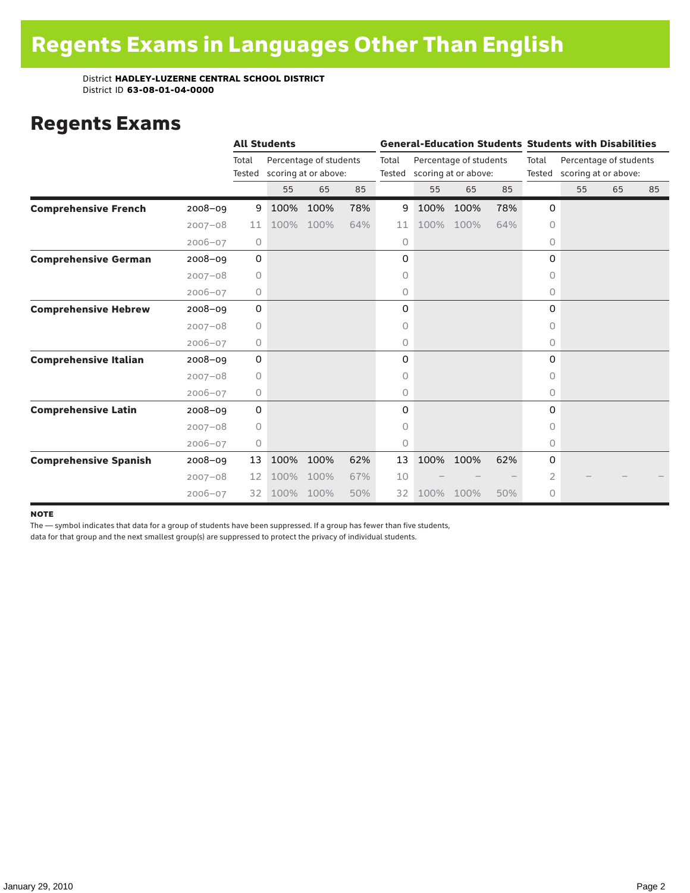# Regents Exams in Languages Other Than English

District **HADLEY-LUZERNE CENTRAL SCHOOL DISTRICT**
District ID **63-08-01-04-0000**

## Regents Exams

| | | All Students | | | | General-Education Students | | | | Students with Disabilities | | | |
|---|---|---|---|---|---|---|---|---|---|---|---|---|---|
| | | Total Tested | Percentage of students scoring at or above: | | | Total Tested | Percentage of students scoring at or above: | | | Total Tested | Percentage of students scoring at or above: | | |
| | | | 55 | 65 | 85 | | 55 | 65 | 85 | | 55 | 65 | 85 |
| **Comprehensive French** | 2008–09 | 9 | 100% | 100% | 78% | 9 | 100% | 100% | 78% | 0 | | | |
| | 2007–08 | 11 | 100% | 100% | 64% | 11 | 100% | 100% | 64% | 0 | | | |
| | 2006–07 | 0 | | | | 0 | | | | 0 | | | |
| **Comprehensive German** | 2008–09 | 0 | | | | 0 | | | | 0 | | | |
| | 2007–08 | 0 | | | | 0 | | | | 0 | | | |
| | 2006–07 | 0 | | | | 0 | | | | 0 | | | |
| **Comprehensive Hebrew** | 2008–09 | 0 | | | | 0 | | | | 0 | | | |
| | 2007–08 | 0 | | | | 0 | | | | 0 | | | |
| | 2006–07 | 0 | | | | 0 | | | | 0 | | | |
| **Comprehensive Italian** | 2008–09 | 0 | | | | 0 | | | | 0 | | | |
| | 2007–08 | 0 | | | | 0 | | | | 0 | | | |
| | 2006–07 | 0 | | | | 0 | | | | 0 | | | |
| **Comprehensive Latin** | 2008–09 | 0 | | | | 0 | | | | 0 | | | |
| | 2007–08 | 0 | | | | 0 | | | | 0 | | | |
| | 2006–07 | 0 | | | | 0 | | | | 0 | | | |
| **Comprehensive Spanish** | 2008–09 | 13 | 100% | 100% | 62% | 13 | 100% | 100% | 62% | 0 | | | |
| | 2007–08 | 12 | 100% | 100% | 67% | 10 | – | – | – | 2 | – | – | – |
| | 2006–07 | 32 | 100% | 100% | 50% | 32 | 100% | 100% | 50% | 0 | | | |

**NOTE**
The — symbol indicates that data for a group of students have been suppressed. If a group has fewer than five students, data for that group and the next smallest group(s) are suppressed to protect the privacy of individual students.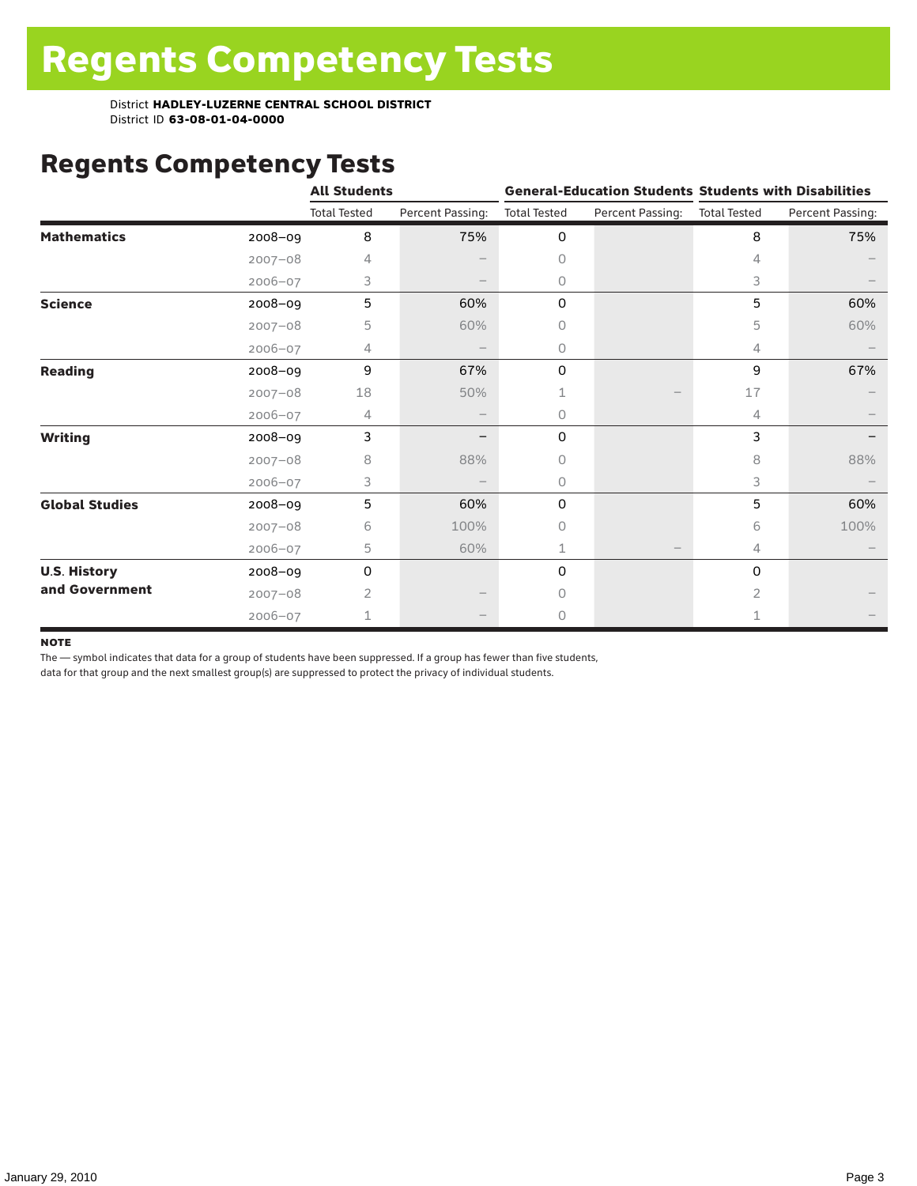# Regents Competency Tests

District **HADLEY-LUZERNE CENTRAL SCHOOL DISTRICT**
District ID **63-08-01-04-0000**

## Regents Competency Tests

| | | All Students | | General-Education Students | | Students with Disabilities | |
|---|---|---|---|---|---|---|---|
| | | Total Tested | Percent Passing: | Total Tested | Percent Passing: | Total Tested | Percent Passing: |
| **Mathematics** | 2008–09 | 8 | 75% | 0 | | 8 | 75% |
| | 2007–08 | 4 | – | 0 | | 4 | – |
| | 2006–07 | 3 | – | 0 | | 3 | – |
| **Science** | 2008–09 | 5 | 60% | 0 | | 5 | 60% |
| | 2007–08 | 5 | 60% | 0 | | 5 | 60% |
| | 2006–07 | 4 | – | 0 | | 4 | – |
| **Reading** | 2008–09 | 9 | 67% | 0 | | 9 | 67% |
| | 2007–08 | 18 | 50% | 1 | – | 17 | – |
| | 2006–07 | 4 | – | 0 | | 4 | – |
| **Writing** | 2008–09 | 3 | – | 0 | | 3 | – |
| | 2007–08 | 8 | 88% | 0 | | 8 | 88% |
| | 2006–07 | 3 | – | 0 | | 3 | – |
| **Global Studies** | 2008–09 | 5 | 60% | 0 | | 5 | 60% |
| | 2007–08 | 6 | 100% | 0 | | 6 | 100% |
| | 2006–07 | 5 | 60% | 1 | – | 4 | – |
| **U.S. History and Government** | 2008–09 | 0 | | 0 | | 0 | |
| | 2007–08 | 2 | – | 0 | | 2 | – |
| | 2006–07 | 1 | – | 0 | | 1 | – |

**NOTE**
The — symbol indicates that data for a group of students have been suppressed. If a group has fewer than five students, data for that group and the next smallest group(s) are suppressed to protect the privacy of individual students.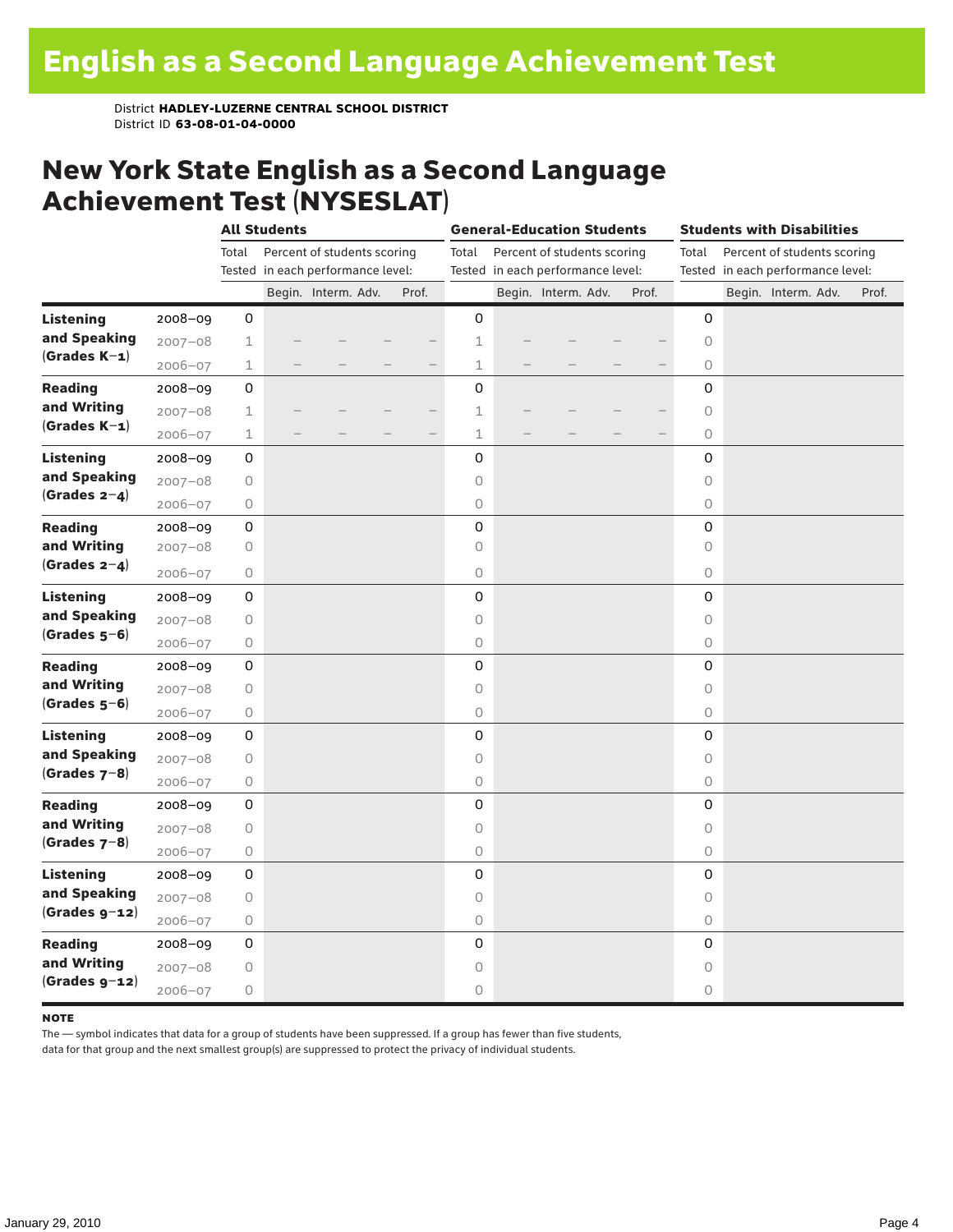# English as a Second Language Achievement Test

District **HADLEY-LUZERNE CENTRAL SCHOOL DISTRICT**
District ID **63-08-01-04-0000**

## New York State English as a Second Language Achievement Test (NYSESLAT)

| | | All Students | | | | | General-Education Students | | | | | Students with Disabilities | | | | |
|---|---|---|---|---|---|---|---|---|---|---|---|---|---|---|---|---|
| | | Total Tested | Percent of students scoring in each performance level: | | | | Total Tested | Percent of students scoring in each performance level: | | | | Total Tested | Percent of students scoring in each performance level: | | | |
| | | | Begin. | Interm. | Adv. | Prof. | | Begin. | Interm. | Adv. | Prof. | | Begin. | Interm. | Adv. | Prof. |
| **Listening and Speaking (Grades K–1)** | 2008–09 | 0 | | | | | 0 | | | | | 0 | | | | |
| | 2007–08 | 1 | – | – | – | – | 1 | – | – | – | – | 0 | | | | |
| | 2006–07 | 1 | – | – | – | – | 1 | – | – | – | – | 0 | | | | |
| **Reading and Writing (Grades K–1)** | 2008–09 | 0 | | | | | 0 | | | | | 0 | | | | |
| | 2007–08 | 1 | – | – | – | – | 1 | – | – | – | – | 0 | | | | |
| | 2006–07 | 1 | – | – | – | – | 1 | – | – | – | – | 0 | | | | |
| **Listening and Speaking (Grades 2–4)** | 2008–09 | 0 | | | | | 0 | | | | | 0 | | | | |
| | 2007–08 | 0 | | | | | 0 | | | | | 0 | | | | |
| | 2006–07 | 0 | | | | | 0 | | | | | 0 | | | | |
| **Reading and Writing (Grades 2–4)** | 2008–09 | 0 | | | | | 0 | | | | | 0 | | | | |
| | 2007–08 | 0 | | | | | 0 | | | | | 0 | | | | |
| | 2006–07 | 0 | | | | | 0 | | | | | 0 | | | | |
| **Listening and Speaking (Grades 5–6)** | 2008–09 | 0 | | | | | 0 | | | | | 0 | | | | |
| | 2007–08 | 0 | | | | | 0 | | | | | 0 | | | | |
| | 2006–07 | 0 | | | | | 0 | | | | | 0 | | | | |
| **Reading and Writing (Grades 5–6)** | 2008–09 | 0 | | | | | 0 | | | | | 0 | | | | |
| | 2007–08 | 0 | | | | | 0 | | | | | 0 | | | | |
| | 2006–07 | 0 | | | | | 0 | | | | | 0 | | | | |
| **Listening and Speaking (Grades 7–8)** | 2008–09 | 0 | | | | | 0 | | | | | 0 | | | | |
| | 2007–08 | 0 | | | | | 0 | | | | | 0 | | | | |
| | 2006–07 | 0 | | | | | 0 | | | | | 0 | | | | |
| **Reading and Writing (Grades 7–8)** | 2008–09 | 0 | | | | | 0 | | | | | 0 | | | | |
| | 2007–08 | 0 | | | | | 0 | | | | | 0 | | | | |
| | 2006–07 | 0 | | | | | 0 | | | | | 0 | | | | |
| **Listening and Speaking (Grades 9–12)** | 2008–09 | 0 | | | | | 0 | | | | | 0 | | | | |
| | 2007–08 | 0 | | | | | 0 | | | | | 0 | | | | |
| | 2006–07 | 0 | | | | | 0 | | | | | 0 | | | | |
| **Reading and Writing (Grades 9–12)** | 2008–09 | 0 | | | | | 0 | | | | | 0 | | | | |
| | 2007–08 | 0 | | | | | 0 | | | | | 0 | | | | |
| | 2006–07 | 0 | | | | | 0 | | | | | 0 | | | | |

**NOTE**

The — symbol indicates that data for a group of students have been suppressed. If a group has fewer than five students, data for that group and the next smallest group(s) are suppressed to protect the privacy of individual students.

January 29, 2010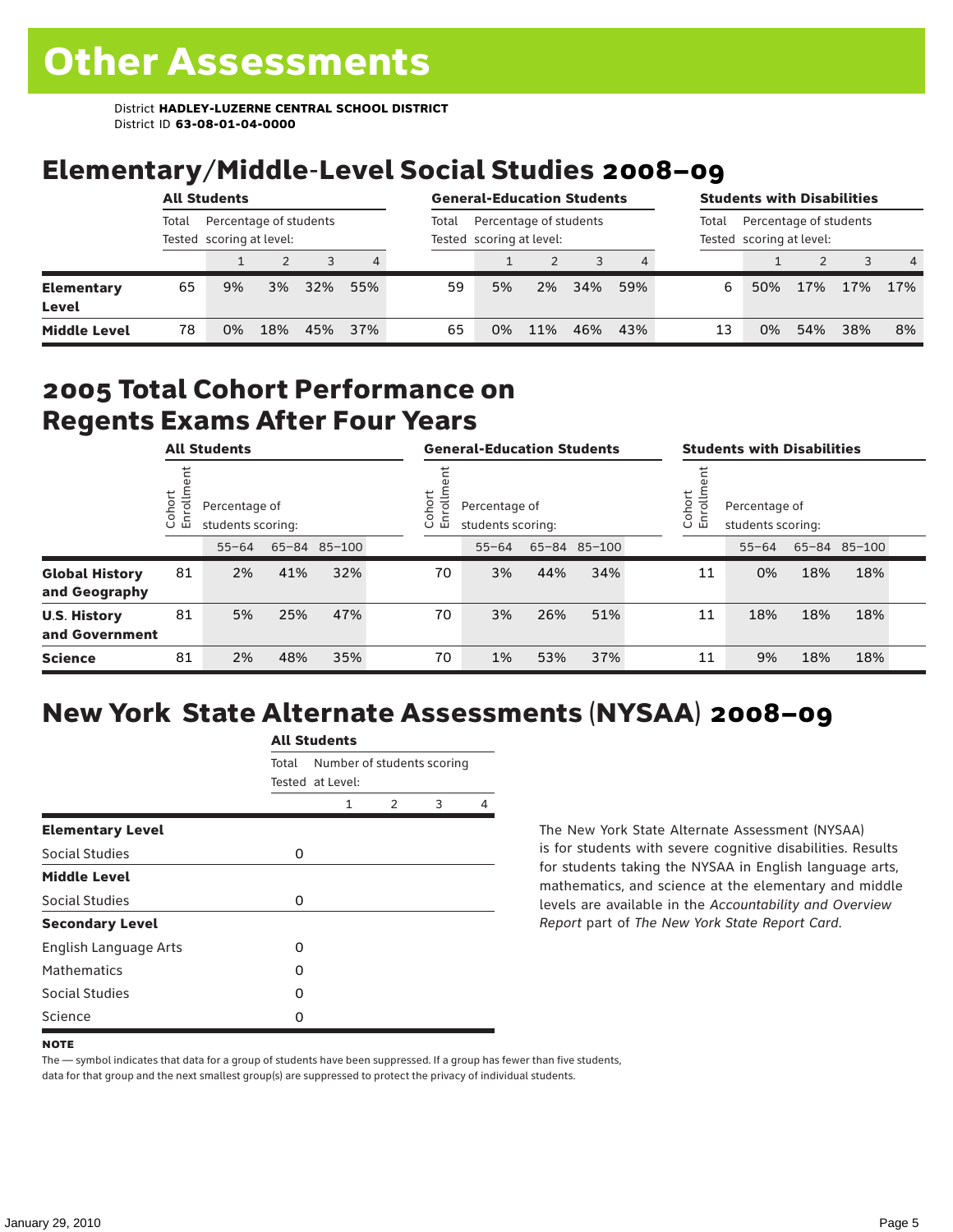# Other Assessments

District **HADLEY-LUZERNE CENTRAL SCHOOL DISTRICT**
District ID **63-08-01-04-0000**

## Elementary/Middle-Level Social Studies 2008–09

| | All Students | | | | | General-Education Students | | | | | Students with Disabilities | | | | |
|---|---|---|---|---|---|---|---|---|---|---|---|---|---|---|---|
| | Total Tested | Percentage of students scoring at level: | | | | Total Tested | Percentage of students scoring at level: | | | | Total Tested | Percentage of students scoring at level: | | | |
| | | 1 | 2 | 3 | 4 | | 1 | 2 | 3 | 4 | | 1 | 2 | 3 | 4 |
| **Elementary Level** | 65 | 9% | 3% | 32% | 55% | 59 | 5% | 2% | 34% | 59% | 6 | 50% | 17% | 17% | 17% |
| **Middle Level** | 78 | 0% | 18% | 45% | 37% | 65 | 0% | 11% | 46% | 43% | 13 | 0% | 54% | 38% | 8% |

## 2005 Total Cohort Performance on Regents Exams After Four Years

| | All Students | | | | General-Education Students | | | | Students with Disabilities | | | |
|---|---|---|---|---|---|---|---|---|---|---|---|---|
| | Cohort Enrollment | Percentage of students scoring: | | | Cohort Enrollment | Percentage of students scoring: | | | Cohort Enrollment | Percentage of students scoring: | | |
| | | 55–64 | 65–84 | 85–100 | | 55–64 | 65–84 | 85–100 | | 55–64 | 65–84 | 85–100 |
| **Global History and Geography** | 81 | 2% | 41% | 32% | 70 | 3% | 44% | 34% | 11 | 0% | 18% | 18% |
| **U.S. History and Government** | 81 | 5% | 25% | 47% | 70 | 3% | 26% | 51% | 11 | 18% | 18% | 18% |
| **Science** | 81 | 2% | 48% | 35% | 70 | 1% | 53% | 37% | 11 | 9% | 18% | 18% |

## New York State Alternate Assessments (NYSAA) 2008–09

| | All Students | | | | |
|---|---|---|---|---|---|
| | Total Tested | Number of students scoring at Level: | | | |
| | | 1 | 2 | 3 | 4 |
| **Elementary Level** | | | | | |
| Social Studies | 0 | | | | |
| **Middle Level** | | | | | |
| Social Studies | 0 | | | | |
| **Secondary Level** | | | | | |
| English Language Arts | 0 | | | | |
| Mathematics | 0 | | | | |
| Social Studies | 0 | | | | |
| Science | 0 | | | | |

The New York State Alternate Assessment (NYSAA) is for students with severe cognitive disabilities. Results for students taking the NYSAA in English language arts, mathematics, and science at the elementary and middle levels are available in the *Accountability and Overview Report* part of *The New York State Report Card*.

**NOTE**

The — symbol indicates that data for a group of students have been suppressed. If a group has fewer than five students, data for that group and the next smallest group(s) are suppressed to protect the privacy of individual students.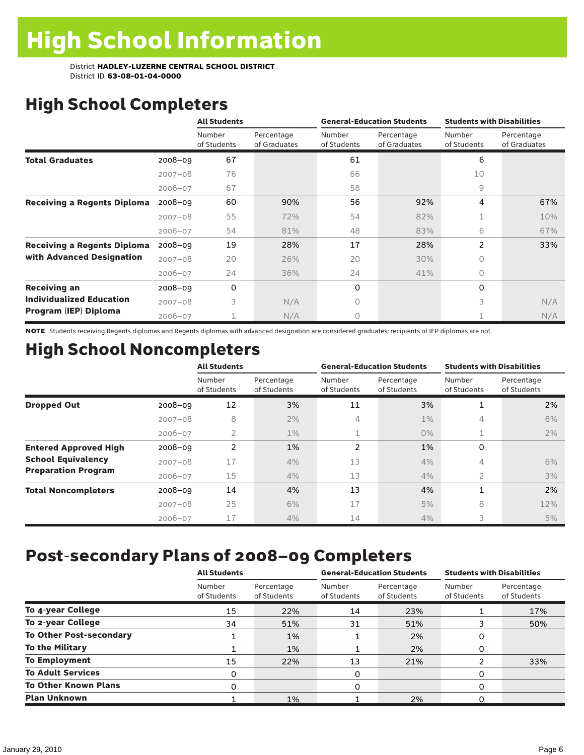# High School Information

District **HADLEY-LUZERNE CENTRAL SCHOOL DISTRICT**
District ID **63-08-01-04-0000**

## High School Completers

| | | All Students | | General-Education Students | | Students with Disabilities | |
|---|---|---|---|---|---|---|---|
| | | Number of Students | Percentage of Graduates | Number of Students | Percentage of Graduates | Number of Students | Percentage of Graduates |
| **Total Graduates** | 2008–09 | 67 | | 61 | | 6 | |
| | 2007–08 | 76 | | 66 | | 10 | |
| | 2006–07 | 67 | | 58 | | 9 | |
| **Receiving a Regents Diploma** | 2008–09 | 60 | 90% | 56 | 92% | 4 | 67% |
| | 2007–08 | 55 | 72% | 54 | 82% | 1 | 10% |
| | 2006–07 | 54 | 81% | 48 | 83% | 6 | 67% |
| **Receiving a Regents Diploma with Advanced Designation** | 2008–09 | 19 | 28% | 17 | 28% | 2 | 33% |
| | 2007–08 | 20 | 26% | 20 | 30% | 0 | |
| | 2006–07 | 24 | 36% | 24 | 41% | 0 | |
| **Receiving an Individualized Education Program (IEP) Diploma** | 2008–09 | 0 | | 0 | | 0 | |
| | 2007–08 | 3 | N/A | 0 | | 3 | N/A |
| | 2006–07 | 1 | N/A | 0 | | 1 | N/A |

**NOTE** Students receiving Regents diplomas and Regents diplomas with advanced designation are considered graduates; recipients of IEP diplomas are not.

## High School Noncompleters

| | | All Students | | General-Education Students | | Students with Disabilities | |
|---|---|---|---|---|---|---|---|
| | | Number of Students | Percentage of Students | Number of Students | Percentage of Students | Number of Students | Percentage of Students |
| **Dropped Out** | 2008–09 | 12 | 3% | 11 | 3% | 1 | 2% |
| | 2007–08 | 8 | 2% | 4 | 1% | 4 | 6% |
| | 2006–07 | 2 | 1% | 1 | 0% | 1 | 2% |
| **Entered Approved High School Equivalency Preparation Program** | 2008–09 | 2 | 1% | 2 | 1% | 0 | |
| | 2007–08 | 17 | 4% | 13 | 4% | 4 | 6% |
| | 2006–07 | 15 | 4% | 13 | 4% | 2 | 3% |
| **Total Noncompleters** | 2008–09 | 14 | 4% | 13 | 4% | 1 | 2% |
| | 2007–08 | 25 | 6% | 17 | 5% | 8 | 12% |
| | 2006–07 | 17 | 4% | 14 | 4% | 3 | 5% |

## Post-secondary Plans of 2008–09 Completers

| | All Students | | General-Education Students | | Students with Disabilities | |
|---|---|---|---|---|---|---|
| | Number of Students | Percentage of Students | Number of Students | Percentage of Students | Number of Students | Percentage of Students |
| **To 4-year College** | 15 | 22% | 14 | 23% | 1 | 17% |
| **To 2-year College** | 34 | 51% | 31 | 51% | 3 | 50% |
| **To Other Post-secondary** | 1 | 1% | 1 | 2% | 0 | |
| **To the Military** | 1 | 1% | 1 | 2% | 0 | |
| **To Employment** | 15 | 22% | 13 | 21% | 2 | 33% |
| **To Adult Services** | 0 | | 0 | | 0 | |
| **To Other Known Plans** | 0 | | 0 | | 0 | |
| **Plan Unknown** | 1 | 1% | 1 | 2% | 0 | |

January 29, 2010